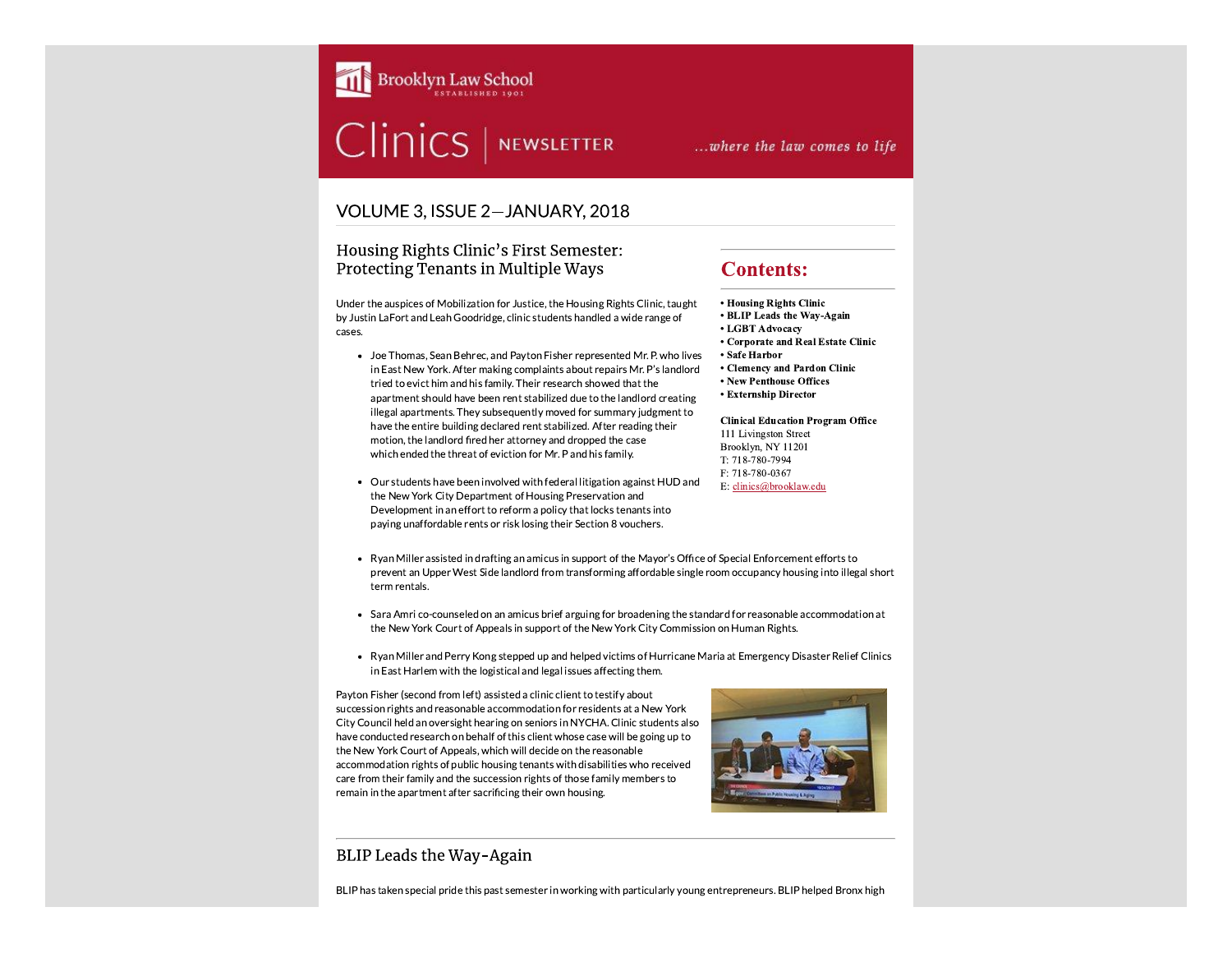Brooklyn Law School
ESTABLISHED 1901

# Clinics | NEWSLETTER

*...where the law comes to life*

## VOLUME 3, ISSUE 2—JANUARY, 2018

### Housing Rights Clinic's First Semester: Protecting Tenants in Multiple Ways

Under the auspices of Mobilization for Justice, the Housing Rights Clinic, taught by Justin LaFort and Leah Goodridge, clinic students handled a wide range of cases.

- Joe Thomas, Sean Behrec, and Payton Fisher represented Mr. P. who lives in East New York. After making complaints about repairs Mr. P's landlord tried to evict him and his family. Their research showed that the apartment should have been rent stabilized due to the landlord creating illegal apartments. They subsequently moved for summary judgment to have the entire building declared rent stabilized. After reading their motion, the landlord fired her attorney and dropped the case which ended the threat of eviction for Mr. P and his family.

- Our students have been involved with federal litigation against HUD and the New York City Department of Housing Preservation and Development in an effort to reform a policy that locks tenants into paying unaffordable rents or risk losing their Section 8 vouchers.

- Ryan Miller assisted in drafting an amicus in support of the Mayor's Office of Special Enforcement efforts to prevent an Upper West Side landlord from transforming affordable single room occupancy housing into illegal short term rentals.

- Sara Amri co-counseled on an amicus brief arguing for broadening the standard for reasonable accommodation at the New York Court of Appeals in support of the New York City Commission on Human Rights.

- Ryan Miller and Perry Kong stepped up and helped victims of Hurricane Maria at Emergency Disaster Relief Clinics in East Harlem with the logistical and legal issues affecting them.

Payton Fisher (second from left) assisted a clinic client to testify about succession rights and reasonable accommodation for residents at a New York City Council held an oversight hearing on seniors in NYCHA. Clinic students also have conducted research on behalf of this client whose case will be going up to the New York Court of Appeals, which will decide on the reasonable accommodation rights of public housing tenants with disabilities who received care from their family and the succession rights of those family members to remain in the apartment after sacrificing their own housing.

## Contents:

- **Housing Rights Clinic**
- **BLIP Leads the Way-Again**
- **LGBT Advocacy**
- **Corporate and Real Estate Clinic**
- **Safe Harbor**
- **Clemency and Pardon Clinic**
- **New Penthouse Offices**
- **Externship Director**

**Clinical Education Program Office**
111 Livingston Street
Brooklyn, NY 11201
T: 718-780-7994
F: 718-780-0367
E: clinics@brooklaw.edu

### BLIP Leads the Way-Again

BLIP has taken special pride this past semester in working with particularly young entrepreneurs. BLIP helped Bronx high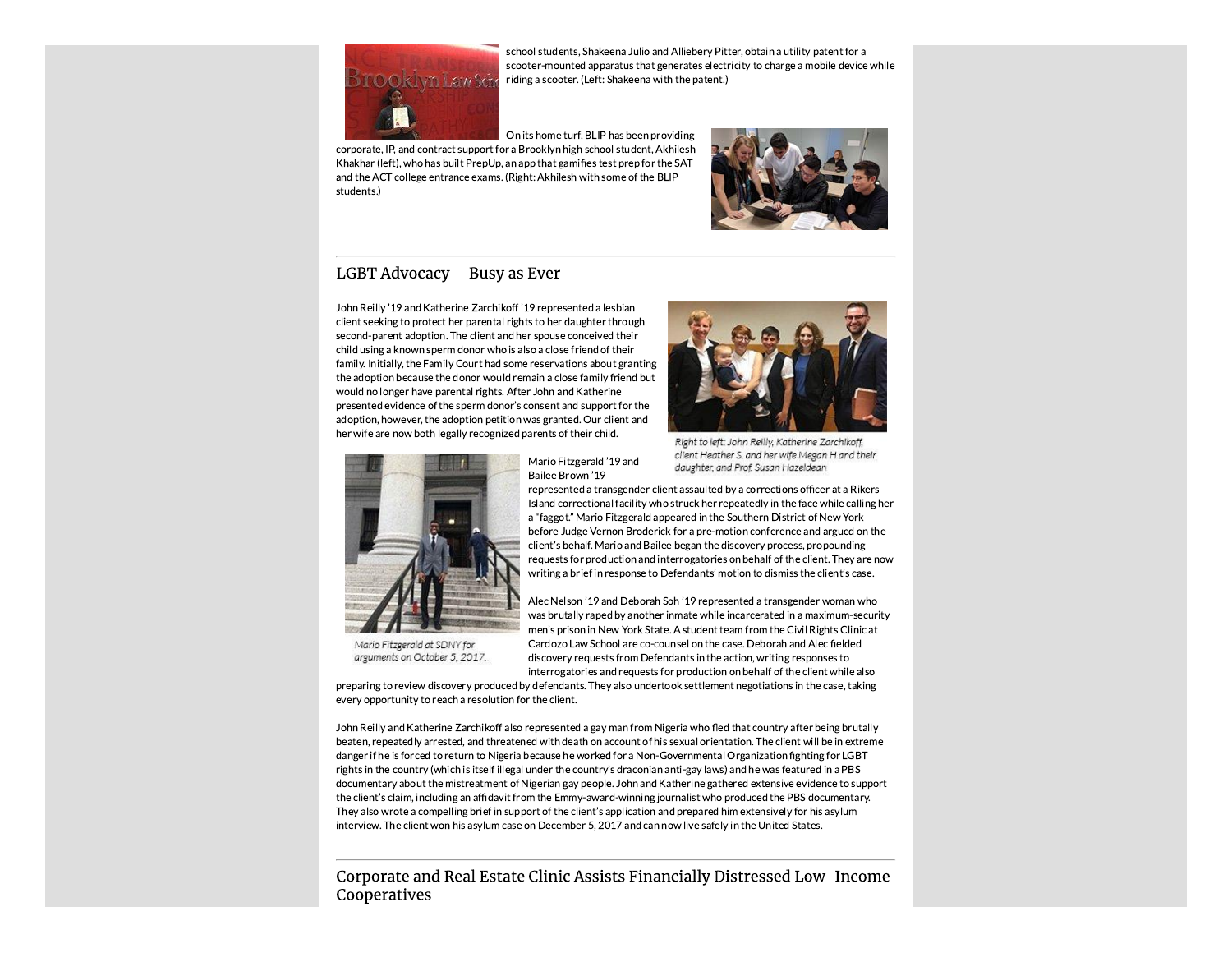school students, Shakeena Julio and Alliebery Pitter, obtain a utility patent for a scooter-mounted apparatus that generates electricity to charge a mobile device while riding a scooter. (Left: Shakeena with the patent.)

On its home turf, BLIP has been providing corporate, IP, and contract support for a Brooklyn high school student, Akhilesh Khakhar (left), who has built PrepUp, an app that gamifies test prep for the SAT and the ACT college entrance exams. (Right: Akhilesh with some of the BLIP students.)

## LGBT Advocacy – Busy as Ever

John Reilly '19 and Katherine Zarchikoff '19 represented a lesbian client seeking to protect her parental rights to her daughter through second-parent adoption. The client and her spouse conceived their child using a known sperm donor who is also a close friend of their family. Initially, the Family Court had some reservations about granting the adoption because the donor would remain a close family friend but would no longer have parental rights. After John and Katherine presented evidence of the sperm donor's consent and support for the adoption, however, the adoption petition was granted. Our client and her wife are now both legally recognized parents of their child.

*Right to left: John Reilly, Katherine Zarchikoff, client Heather S. and her wife Megan H and their daughter, and Prof. Susan Hazeldean*

Mario Fitzgerald '19 and Bailee Brown '19 represented a transgender client assaulted by a corrections officer at a Rikers Island correctional facility who struck her repeatedly in the face while calling her a "faggot." Mario Fitzgerald appeared in the Southern District of New York before Judge Vernon Broderick for a pre-motion conference and argued on the client's behalf. Mario and Bailee began the discovery process, propounding requests for production and interrogatories on behalf of the client. They are now writing a brief in response to Defendants' motion to dismiss the client's case.

*Mario Fitzgerald at SDNY for arguments on October 5, 2017.*

Alec Nelson '19 and Deborah Soh '19 represented a transgender woman who was brutally raped by another inmate while incarcerated in a maximum-security men's prison in New York State. A student team from the Civil Rights Clinic at Cardozo Law School are co-counsel on the case. Deborah and Alec fielded discovery requests from Defendants in the action, writing responses to interrogatories and requests for production on behalf of the client while also preparing to review discovery produced by defendants. They also undertook settlement negotiations in the case, taking every opportunity to reach a resolution for the client.

John Reilly and Katherine Zarchikoff also represented a gay man from Nigeria who fled that country after being brutally beaten, repeatedly arrested, and threatened with death on account of his sexual orientation. The client will be in extreme danger if he is forced to return to Nigeria because he worked for a Non-Governmental Organization fighting for LGBT rights in the country (which is itself illegal under the country's draconian anti-gay laws) and he was featured in a PBS documentary about the mistreatment of Nigerian gay people. John and Katherine gathered extensive evidence to support the client's claim, including an affidavit from the Emmy-award-winning journalist who produced the PBS documentary. They also wrote a compelling brief in support of the client's application and prepared him extensively for his asylum interview. The client won his asylum case on December 5, 2017 and can now live safely in the United States.

## Corporate and Real Estate Clinic Assists Financially Distressed Low-Income Cooperatives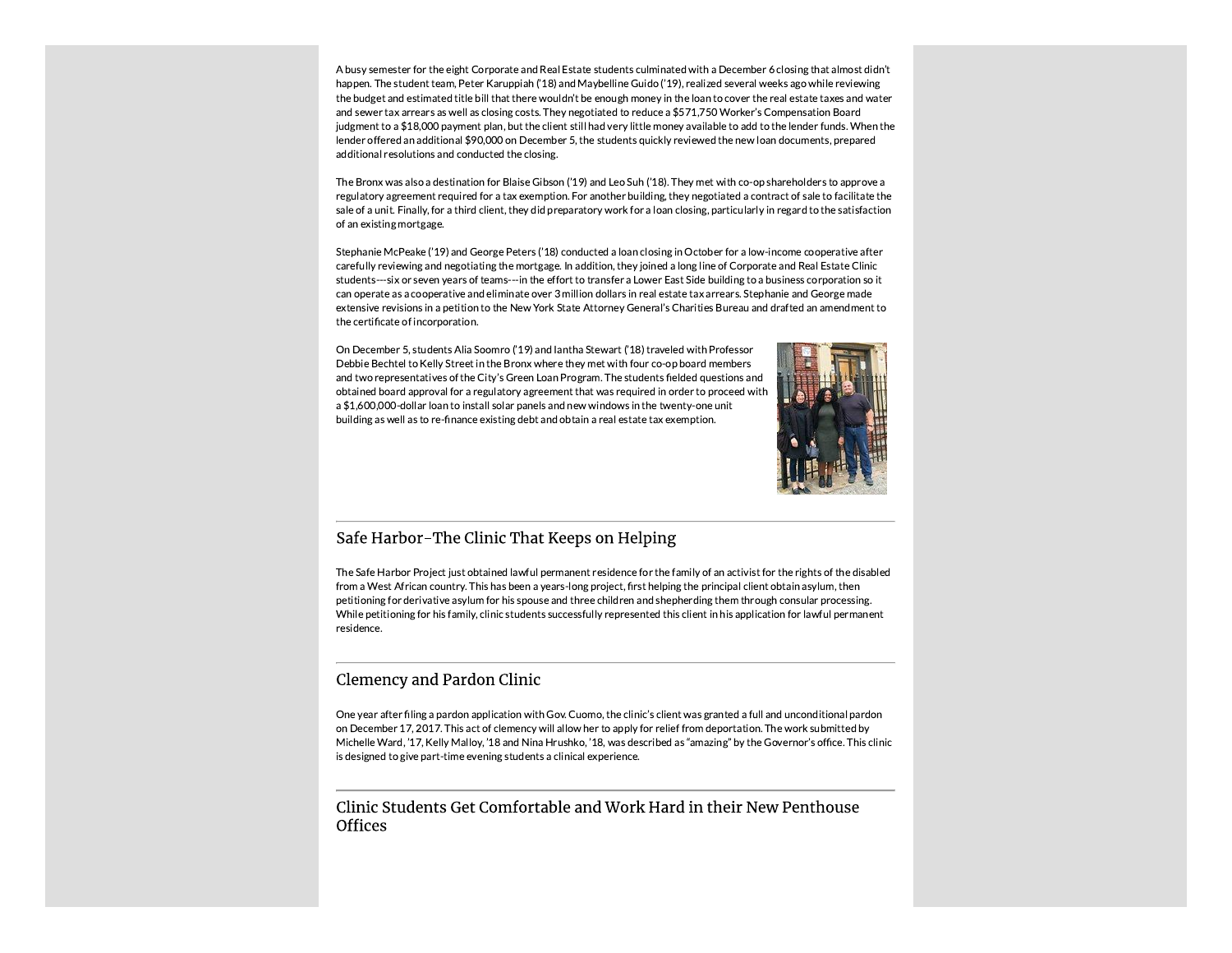A busy semester for the eight Corporate and Real Estate students culminated with a December 6 closing that almost didn't happen. The student team, Peter Karuppiah ('18) and Maybelline Guido ('19), realized several weeks ago while reviewing the budget and estimated title bill that there wouldn't be enough money in the loan to cover the real estate taxes and water and sewer tax arrears as well as closing costs. They negotiated to reduce a $571,750 Worker's Compensation Board judgment to a $18,000 payment plan, but the client still had very little money available to add to the lender funds. When the lender offered an additional $90,000 on December 5, the students quickly reviewed the new loan documents, prepared additional resolutions and conducted the closing.

The Bronx was also a destination for Blaise Gibson ('19) and Leo Suh ('18). They met with co-op shareholders to approve a regulatory agreement required for a tax exemption. For another building, they negotiated a contract of sale to facilitate the sale of a unit. Finally, for a third client, they did preparatory work for a loan closing, particularly in regard to the satisfaction of an existing mortgage.

Stephanie McPeake ('19) and George Peters ('18) conducted a loan closing in October for a low-income cooperative after carefully reviewing and negotiating the mortgage. In addition, they joined a long line of Corporate and Real Estate Clinic students---six or seven years of teams---in the effort to transfer a Lower East Side building to a business corporation so it can operate as a cooperative and eliminate over 3 million dollars in real estate tax arrears. Stephanie and George made extensive revisions in a petition to the New York State Attorney General's Charities Bureau and drafted an amendment to the certificate of incorporation.

On December 5, students Alia Soomro ('19) and Iantha Stewart ('18) traveled with Professor Debbie Bechtel to Kelly Street in the Bronx where they met with four co-op board members and two representatives of the City's Green Loan Program. The students fielded questions and obtained board approval for a regulatory agreement that was required in order to proceed with a $1,600,000-dollar loan to install solar panels and new windows in the twenty-one unit building as well as to re-finance existing debt and obtain a real estate tax exemption.

## Safe Harbor–The Clinic That Keeps on Helping

The Safe Harbor Project just obtained lawful permanent residence for the family of an activist for the rights of the disabled from a West African country. This has been a years-long project, first helping the principal client obtain asylum, then petitioning for derivative asylum for his spouse and three children and shepherding them through consular processing. While petitioning for his family, clinic students successfully represented this client in his application for lawful permanent residence.

## Clemency and Pardon Clinic

One year after filing a pardon application with Gov. Cuomo, the clinic's client was granted a full and unconditional pardon on December 17, 2017. This act of clemency will allow her to apply for relief from deportation. The work submitted by Michelle Ward, '17, Kelly Malloy, '18 and Nina Hrushko, '18, was described as "amazing" by the Governor's office. This clinic is designed to give part-time evening students a clinical experience.

## Clinic Students Get Comfortable and Work Hard in their New Penthouse Offices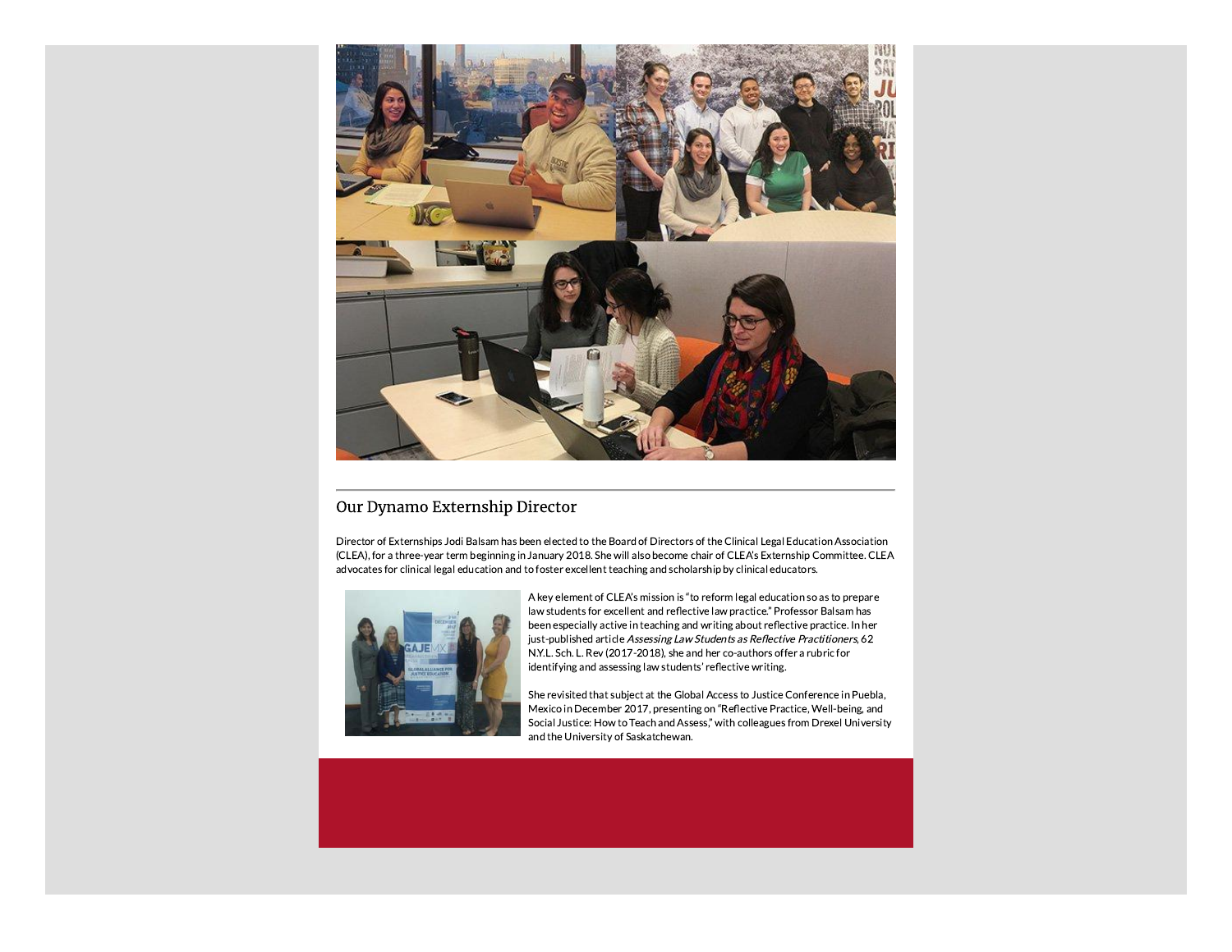## Our Dynamo Externship Director

Director of Externships Jodi Balsam has been elected to the Board of Directors of the Clinical Legal Education Association (CLEA), for a three-year term beginning in January 2018. She will also become chair of CLEA's Externship Committee. CLEA advocates for clinical legal education and to foster excellent teaching and scholarship by clinical educators.

A key element of CLEA's mission is "to reform legal education so as to prepare law students for excellent and reflective law practice." Professor Balsam has been especially active in teaching and writing about reflective practice. In her just-published article *Assessing Law Students as Reflective Practitioners*, 62 N.Y.L. Sch. L. Rev (2017-2018), she and her co-authors offer a rubric for identifying and assessing law students' reflective writing.

She revisited that subject at the Global Access to Justice Conference in Puebla, Mexico in December 2017, presenting on "Reflective Practice, Well-being, and Social Justice: How to Teach and Assess," with colleagues from Drexel University and the University of Saskatchewan.